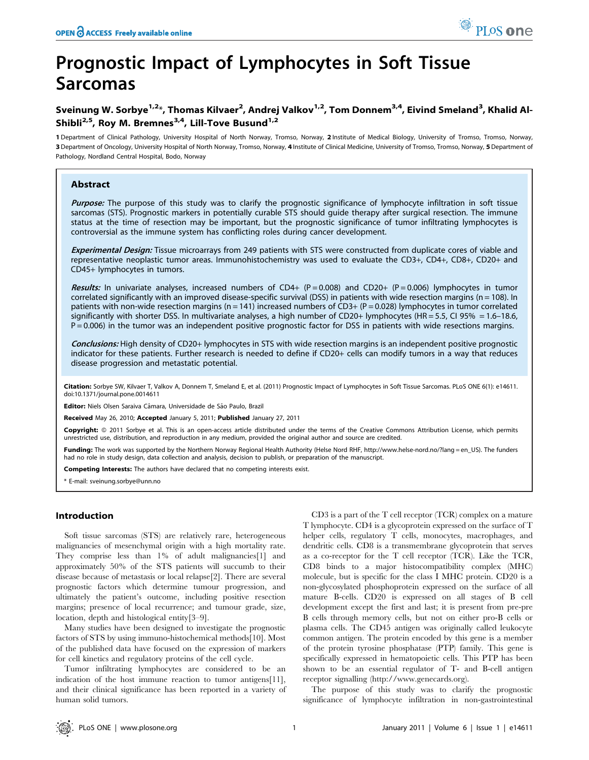# Prognostic Impact of Lymphocytes in Soft Tissue Sarcomas

Sveinung W. Sorbye[1,2]*, Thomas Kilvaer[2], Andrej Valkov[1,2], Tom Donnem[3,4], Eivind Smeland[3], Khalid Al-Shibli[2,5], Roy M. Bremnes[3,4], Lill-Tove Busund[1,2]

**1** Department of Clinical Pathology, University Hospital of North Norway, Tromso, Norway, **2** Institute of Medical Biology, University of Tromso, Tromso, Norway, **3** Department of Oncology, University Hospital of North Norway, Tromso, Norway, **4** Institute of Clinical Medicine, University of Tromso, Tromso, Norway, **5** Department of Pathology, Nordland Central Hospital, Bodo, Norway

## Abstract

***Purpose:*** The purpose of this study was to clarify the prognostic significance of lymphocyte infiltration in soft tissue sarcomas (STS). Prognostic markers in potentially curable STS should guide therapy after surgical resection. The immune status at the time of resection may be important, but the prognostic significance of tumor infiltrating lymphocytes is controversial as the immune system has conflicting roles during cancer development.

***Experimental Design:*** Tissue microarrays from 249 patients with STS were constructed from duplicate cores of viable and representative neoplastic tumor areas. Immunohistochemistry was used to evaluate the CD3+, CD4+, CD8+, CD20+ and CD45+ lymphocytes in tumors.

***Results:*** In univariate analyses, increased numbers of CD4+ ($P = 0.008$) and CD20+ ($P = 0.006$) lymphocytes in tumor correlated significantly with an improved disease-specific survival (DSS) in patients with wide resection margins ($n = 108$). In patients with non-wide resection margins ($n = 141$) increased numbers of CD3+ ($P = 0.028$) lymphocytes in tumor correlated significantly with shorter DSS. In multivariate analyses, a high number of CD20+ lymphocytes (HR = 5.5, CI 95% = 1.6–18.6, $P = 0.006$) in the tumor was an independent positive prognostic factor for DSS in patients with wide resections margins.

***Conclusions:*** High density of CD20+ lymphocytes in STS with wide resection margins is an independent positive prognostic indicator for these patients. Further research is needed to define if CD20+ cells can modify tumors in a way that reduces disease progression and metastatic potential.

**Citation:** Sorbye SW, Kilvaer T, Valkov A, Donnem T, Smeland E, et al. (2011) Prognostic Impact of Lymphocytes in Soft Tissue Sarcomas. PLoS ONE 6(1): e14611. doi:10.1371/journal.pone.0014611

**Editor:** Niels Olsen Saraiva Câmara, Universidade de São Paulo, Brazil

**Received** May 26, 2010; **Accepted** January 5, 2011; **Published** January 27, 2011

**Copyright:** © 2011 Sorbye et al. This is an open-access article distributed under the terms of the Creative Commons Attribution License, which permits unrestricted use, distribution, and reproduction in any medium, provided the original author and source are credited.

**Funding:** The work was supported by the Northern Norway Regional Health Authority (Helse Nord RHF, http://www.helse-nord.no/?lang=en_US). The funders had no role in study design, data collection and analysis, decision to publish, or preparation of the manuscript.

**Competing Interests:** The authors have declared that no competing interests exist.

\* E-mail: sveinung.sorbye@unn.no

## Introduction

Soft tissue sarcomas (STS) are relatively rare, heterogeneous malignancies of mesenchymal origin with a high mortality rate. They comprise less than 1% of adult malignancies[1] and approximately 50% of the STS patients will succumb to their disease because of metastasis or local relapse[2]. There are several prognostic factors which determine tumour progression, and ultimately the patient's outcome, including positive resection margins; presence of local recurrence; and tumour grade, size, location, depth and histological entity[3–9].

Many studies have been designed to investigate the prognostic factors of STS by using immuno-histochemical methods[10]. Most of the published data have focused on the expression of markers for cell kinetics and regulatory proteins of the cell cycle.

Tumor infiltrating lymphocytes are considered to be an indication of the host immune reaction to tumor antigens[11], and their clinical significance has been reported in a variety of human solid tumors.

CD3 is a part of the T cell receptor (TCR) complex on a mature T lymphocyte. CD4 is a glycoprotein expressed on the surface of T helper cells, regulatory T cells, monocytes, macrophages, and dendritic cells. CD8 is a transmembrane glycoprotein that serves as a co-receptor for the T cell receptor (TCR). Like the TCR, CD8 binds to a major histocompatibility complex (MHC) molecule, but is specific for the class I MHC protein. CD20 is a non-glycosylated phosphoprotein expressed on the surface of all mature B-cells. CD20 is expressed on all stages of B cell development except the first and last; it is present from pre-pre B cells through memory cells, but not on either pro-B cells or plasma cells. The CD45 antigen was originally called leukocyte common antigen. The protein encoded by this gene is a member of the protein tyrosine phosphatase (PTP) family. This gene is specifically expressed in hematopoietic cells. This PTP has been shown to be an essential regulator of T- and B-cell antigen receptor signalling (http://www.genecards.org).

The purpose of this study was to clarify the prognostic significance of lymphocyte infiltration in non-gastrointestinal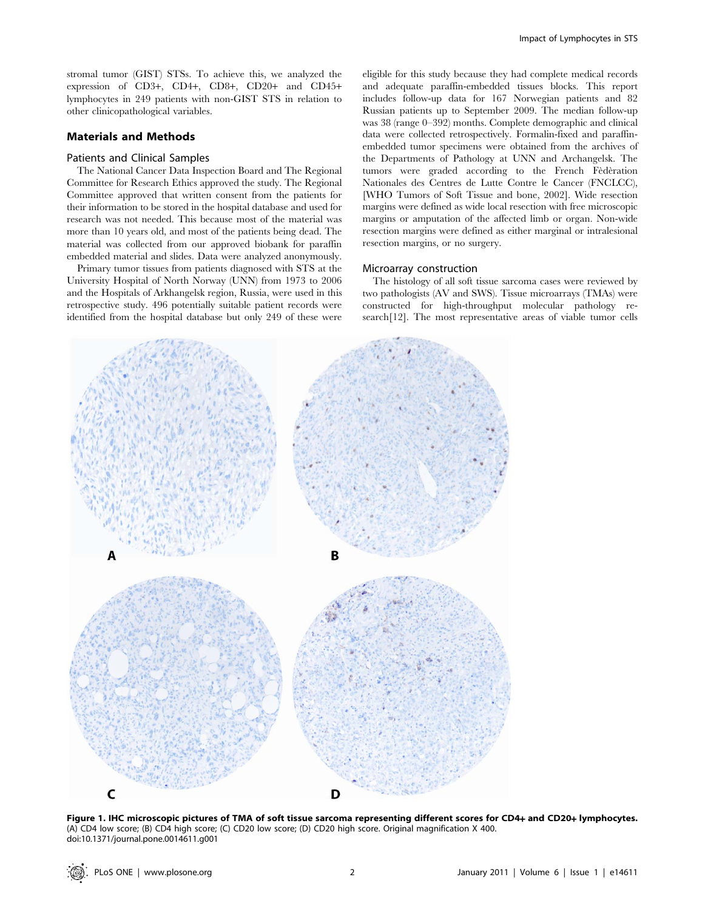stromal tumor (GIST) STSs. To achieve this, we analyzed the expression of CD3+, CD4+, CD8+, CD20+ and CD45+ lymphocytes in 249 patients with non-GIST STS in relation to other clinicopathological variables.

## Materials and Methods

### Patients and Clinical Samples

The National Cancer Data Inspection Board and The Regional Committee for Research Ethics approved the study. The Regional Committee approved that written consent from the patients for their information to be stored in the hospital database and used for research was not needed. This because most of the material was more than 10 years old, and most of the patients being dead. The material was collected from our approved biobank for paraffin embedded material and slides. Data were analyzed anonymously.

Primary tumor tissues from patients diagnosed with STS at the University Hospital of North Norway (UNN) from 1973 to 2006 and the Hospitals of Arkhangelsk region, Russia, were used in this retrospective study. 496 potentially suitable patient records were identified from the hospital database but only 249 of these were eligible for this study because they had complete medical records and adequate paraffin-embedded tissues blocks. This report includes follow-up data for 167 Norwegian patients and 82 Russian patients up to September 2009. The median follow-up was 38 (range 0–392) months. Complete demographic and clinical data were collected retrospectively. Formalin-fixed and paraffin-embedded tumor specimens were obtained from the archives of the Departments of Pathology at UNN and Archangelsk. The tumors were graded according to the French Fèdèration Nationales des Centres de Lutte Contre le Cancer (FNCLCC), [WHO Tumors of Soft Tissue and bone, 2002]. Wide resection margins were defined as wide local resection with free microscopic margins or amputation of the affected limb or organ. Non-wide resection margins were defined as either marginal or intralesional resection margins, or no surgery.

### Microarray construction

The histology of all soft tissue sarcoma cases were reviewed by two pathologists (AV and SWS). Tissue microarrays (TMAs) were constructed for high-throughput molecular pathology research[12]. The most representative areas of viable tumor cells

**Figure 1. IHC microscopic pictures of TMA of soft tissue sarcoma representing different scores for CD4+ and CD20+ lymphocytes.** (A) CD4 low score; (B) CD4 high score; (C) CD20 low score; (D) CD20 high score. Original magnification X 400.
doi:10.1371/journal.pone.0014611.g001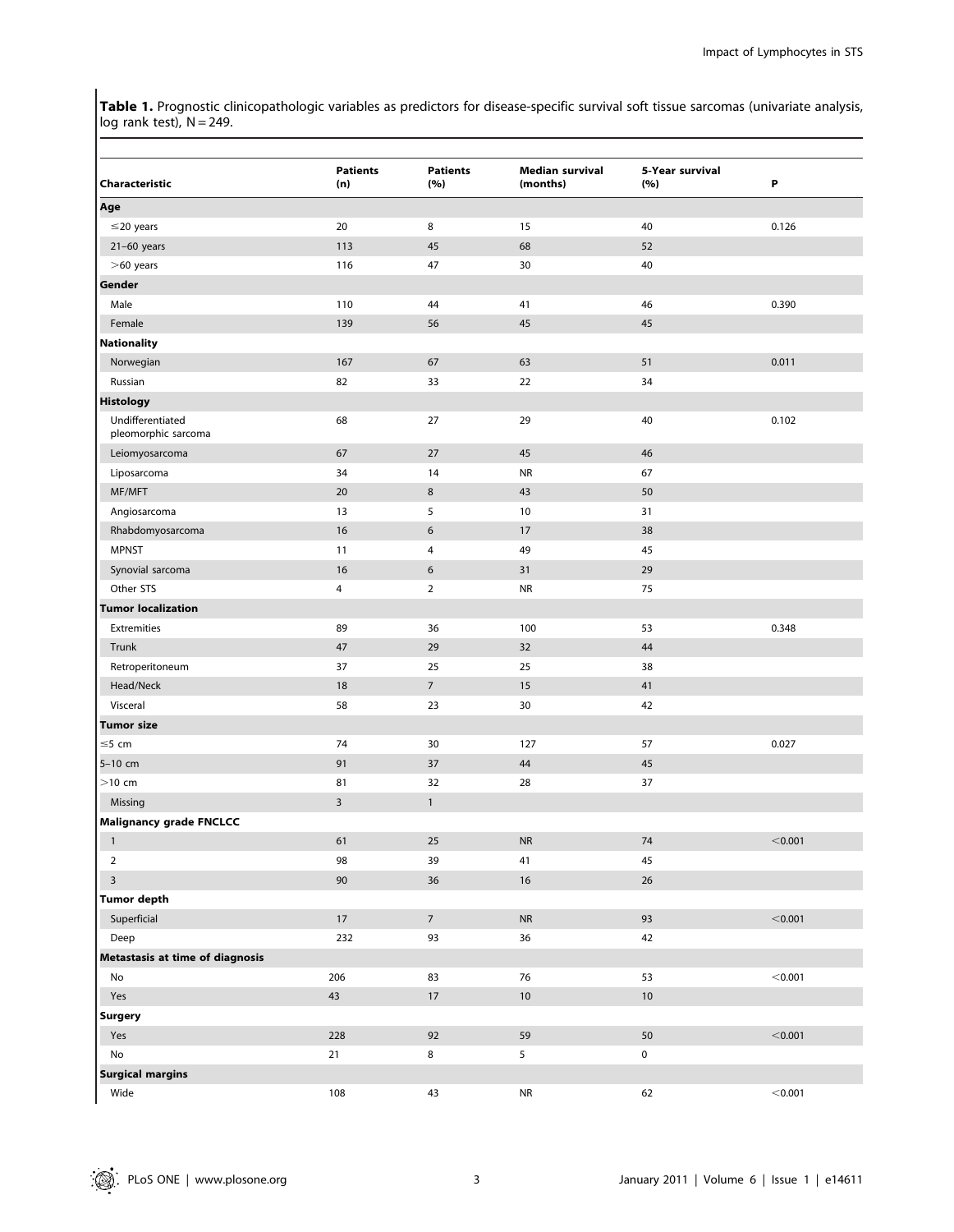**Table 1.** Prognostic clinicopathologic variables as predictors for disease-specific survival soft tissue sarcomas (univariate analysis, log rank test), N = 249.

| Characteristic | Patients (n) | Patients (%) | Median survival (months) | 5-Year survival (%) | P |
|---|---|---|---|---|---|
| **Age** | | | | | |
| ≤20 years | 20 | 8 | 15 | 40 | 0.126 |
| 21–60 years | 113 | 45 | 68 | 52 | |
| >60 years | 116 | 47 | 30 | 40 | |
| **Gender** | | | | | |
| Male | 110 | 44 | 41 | 46 | 0.390 |
| Female | 139 | 56 | 45 | 45 | |
| **Nationality** | | | | | |
| Norwegian | 167 | 67 | 63 | 51 | 0.011 |
| Russian | 82 | 33 | 22 | 34 | |
| **Histology** | | | | | |
| Undifferentiated pleomorphic sarcoma | 68 | 27 | 29 | 40 | 0.102 |
| Leiomyosarcoma | 67 | 27 | 45 | 46 | |
| Liposarcoma | 34 | 14 | NR | 67 | |
| MF/MFT | 20 | 8 | 43 | 50 | |
| Angiosarcoma | 13 | 5 | 10 | 31 | |
| Rhabdomyosarcoma | 16 | 6 | 17 | 38 | |
| MPNST | 11 | 4 | 49 | 45 | |
| Synovial sarcoma | 16 | 6 | 31 | 29 | |
| Other STS | 4 | 2 | NR | 75 | |
| **Tumor localization** | | | | | |
| Extremities | 89 | 36 | 100 | 53 | 0.348 |
| Trunk | 47 | 29 | 32 | 44 | |
| Retroperitoneum | 37 | 25 | 25 | 38 | |
| Head/Neck | 18 | 7 | 15 | 41 | |
| Visceral | 58 | 23 | 30 | 42 | |
| **Tumor size** | | | | | |
| ≤5 cm | 74 | 30 | 127 | 57 | 0.027 |
| 5–10 cm | 91 | 37 | 44 | 45 | |
| >10 cm | 81 | 32 | 28 | 37 | |
| Missing | 3 | 1 | | | |
| **Malignancy grade FNCLCC** | | | | | |
| 1 | 61 | 25 | NR | 74 | <0.001 |
| 2 | 98 | 39 | 41 | 45 | |
| 3 | 90 | 36 | 16 | 26 | |
| **Tumor depth** | | | | | |
| Superficial | 17 | 7 | NR | 93 | <0.001 |
| Deep | 232 | 93 | 36 | 42 | |
| **Metastasis at time of diagnosis** | | | | | |
| No | 206 | 83 | 76 | 53 | <0.001 |
| Yes | 43 | 17 | 10 | 10 | |
| **Surgery** | | | | | |
| Yes | 228 | 92 | 59 | 50 | <0.001 |
| No | 21 | 8 | 5 | 0 | |
| **Surgical margins** | | | | | |
| Wide | 108 | 43 | NR | 62 | <0.001 |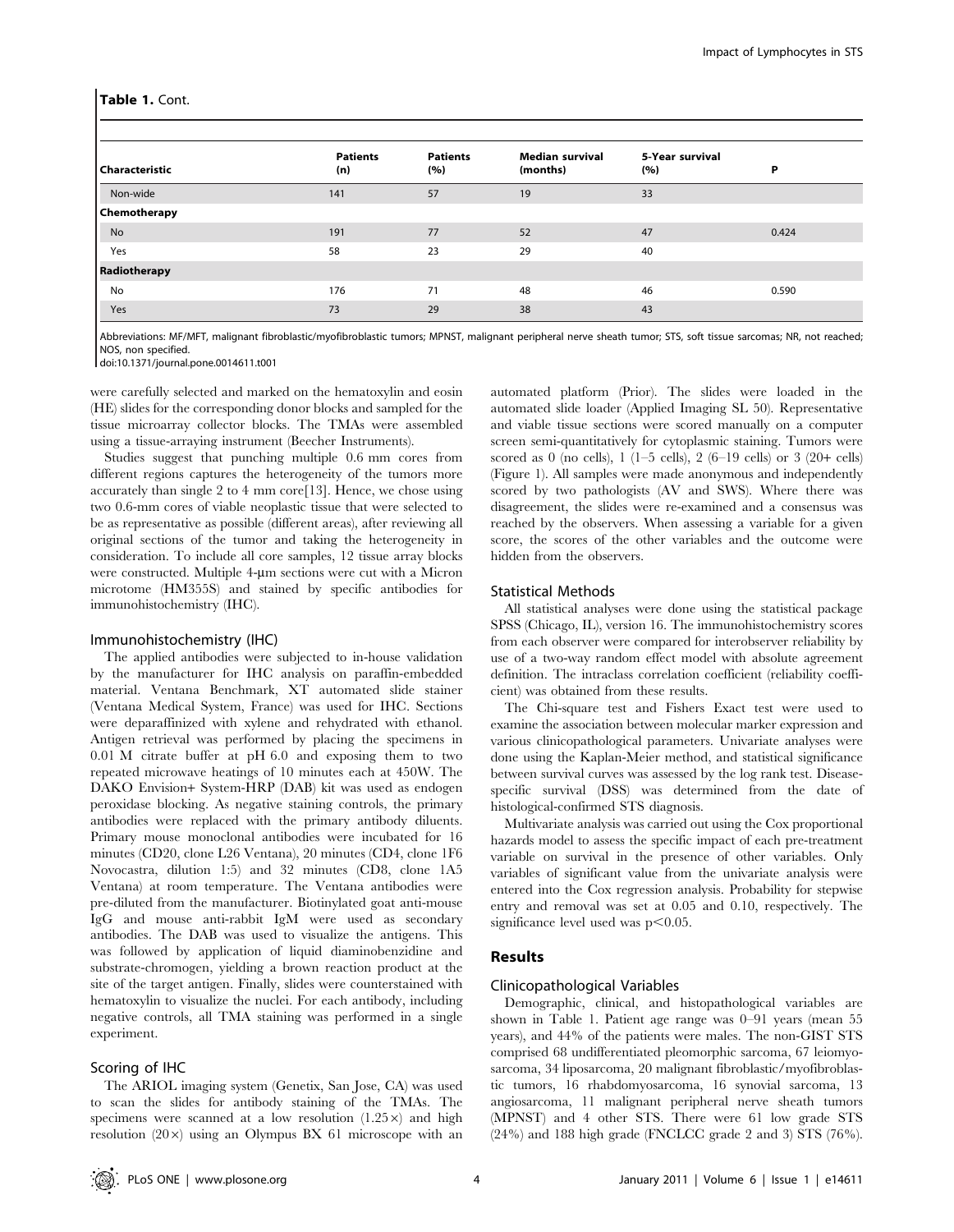**Table 1.** Cont.

| Characteristic | Patients (n) | Patients (%) | Median survival (months) | 5-Year survival (%) | P |
|---|---|---|---|---|---|
| Non-wide | 141 | 57 | 19 | 33 | |
| **Chemotherapy** | | | | | |
| No | 191 | 77 | 52 | 47 | 0.424 |
| Yes | 58 | 23 | 29 | 40 | |
| **Radiotherapy** | | | | | |
| No | 176 | 71 | 48 | 46 | 0.590 |
| Yes | 73 | 29 | 38 | 43 | |

Abbreviations: MF/MFT, malignant fibroblastic/myofibroblastic tumors; MPNST, malignant peripheral nerve sheath tumor; STS, soft tissue sarcomas; NR, not reached; NOS, non specified.

doi:10.1371/journal.pone.0014611.t001

were carefully selected and marked on the hematoxylin and eosin (HE) slides for the corresponding donor blocks and sampled for the tissue microarray collector blocks. The TMAs were assembled using a tissue-arraying instrument (Beecher Instruments).

Studies suggest that punching multiple 0.6 mm cores from different regions captures the heterogeneity of the tumors more accurately than single 2 to 4 mm core[13]. Hence, we chose using two 0.6-mm cores of viable neoplastic tissue that were selected to be as representative as possible (different areas), after reviewing all original sections of the tumor and taking the heterogeneity in consideration. To include all core samples, 12 tissue array blocks were constructed. Multiple 4-µm sections were cut with a Micron microtome (HM355S) and stained by specific antibodies for immunohistochemistry (IHC).

### Immunohistochemistry (IHC)

The applied antibodies were subjected to in-house validation by the manufacturer for IHC analysis on paraffin-embedded material. Ventana Benchmark, XT automated slide stainer (Ventana Medical System, France) was used for IHC. Sections were deparaffinized with xylene and rehydrated with ethanol. Antigen retrieval was performed by placing the specimens in 0.01 M citrate buffer at pH 6.0 and exposing them to two repeated microwave heatings of 10 minutes each at 450W. The DAKO Envision+ System-HRP (DAB) kit was used as endogen peroxidase blocking. As negative staining controls, the primary antibodies were replaced with the primary antibody diluents. Primary mouse monoclonal antibodies were incubated for 16 minutes (CD20, clone L26 Ventana), 20 minutes (CD4, clone 1F6 Novocastra, dilution 1:5) and 32 minutes (CD8, clone 1A5 Ventana) at room temperature. The Ventana antibodies were pre-diluted from the manufacturer. Biotinylated goat anti-mouse IgG and mouse anti-rabbit IgM were used as secondary antibodies. The DAB was used to visualize the antigens. This was followed by application of liquid diaminobenzidine and substrate-chromogen, yielding a brown reaction product at the site of the target antigen. Finally, slides were counterstained with hematoxylin to visualize the nuclei. For each antibody, including negative controls, all TMA staining was performed in a single experiment.

### Scoring of IHC

The ARIOL imaging system (Genetix, San Jose, CA) was used to scan the slides for antibody staining of the TMAs. The specimens were scanned at a low resolution (1.25×) and high resolution (20×) using an Olympus BX 61 microscope with an automated platform (Prior). The slides were loaded in the automated slide loader (Applied Imaging SL 50). Representative and viable tissue sections were scored manually on a computer screen semi-quantitatively for cytoplasmic staining. Tumors were scored as 0 (no cells), 1 (1–5 cells), 2 (6–19 cells) or 3 (20+ cells) (Figure 1). All samples were made anonymous and independently scored by two pathologists (AV and SWS). Where there was disagreement, the slides were re-examined and a consensus was reached by the observers. When assessing a variable for a given score, the scores of the other variables and the outcome were hidden from the observers.

### Statistical Methods

All statistical analyses were done using the statistical package SPSS (Chicago, IL), version 16. The immunohistochemistry scores from each observer were compared for interobserver reliability by use of a two-way random effect model with absolute agreement definition. The intraclass correlation coefficient (reliability coefficient) was obtained from these results.

The Chi-square test and Fishers Exact test were used to examine the association between molecular marker expression and various clinicopathological parameters. Univariate analyses were done using the Kaplan-Meier method, and statistical significance between survival curves was assessed by the log rank test. Disease-specific survival (DSS) was determined from the date of histological-confirmed STS diagnosis.

Multivariate analysis was carried out using the Cox proportional hazards model to assess the specific impact of each pre-treatment variable on survival in the presence of other variables. Only variables of significant value from the univariate analysis were entered into the Cox regression analysis. Probability for stepwise entry and removal was set at 0.05 and 0.10, respectively. The significance level used was $p<0.05$.

## Results

### Clinicopathological Variables

Demographic, clinical, and histopathological variables are shown in Table 1. Patient age range was 0–91 years (mean 55 years), and 44% of the patients were males. The non-GIST STS comprised 68 undifferentiated pleomorphic sarcoma, 67 leiomyosarcoma, 34 liposarcoma, 20 malignant fibroblastic/myofibroblastic tumors, 16 rhabdomyosarcoma, 16 synovial sarcoma, 13 angiosarcoma, 11 malignant peripheral nerve sheath tumors (MPNST) and 4 other STS. There were 61 low grade STS (24%) and 188 high grade (FNCLCC grade 2 and 3) STS (76%).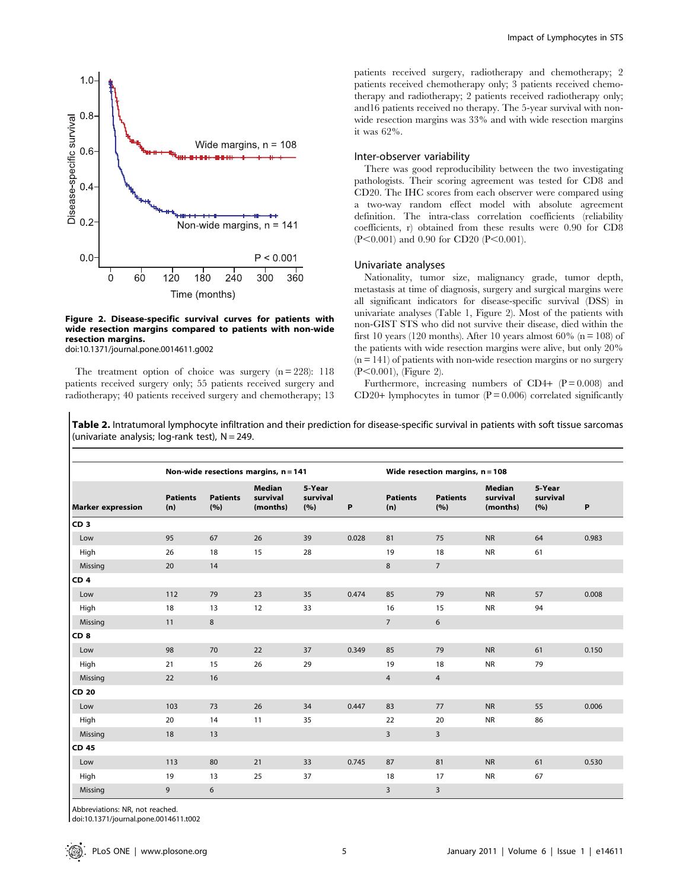**Figure 2. Disease-specific survival curves for patients with wide resection margins compared to patients with non-wide resection margins.**
doi:10.1371/journal.pone.0014611.g002

The treatment option of choice was surgery (n = 228): 118 patients received surgery only; 55 patients received surgery and radiotherapy; 40 patients received surgery and chemotherapy; 13 patients received surgery, radiotherapy and chemotherapy; 2 patients received chemotherapy only; 3 patients received chemotherapy and radiotherapy; 2 patients received radiotherapy only; and16 patients received no therapy. The 5-year survival with non-wide resection margins was 33% and with wide resection margins it was 62%.

## Inter-observer variability

There was good reproducibility between the two investigating pathologists. Their scoring agreement was tested for CD8 and CD20. The IHC scores from each observer were compared using a two-way random effect model with absolute agreement definition. The intra-class correlation coefficients (reliability coefficients, r) obtained from these results were 0.90 for CD8 ($P<0.001$) and 0.90 for CD20 ($P<0.001$).

## Univariate analyses

Nationality, tumor size, malignancy grade, tumor depth, metastasis at time of diagnosis, surgery and surgical margins were all significant indicators for disease-specific survival (DSS) in univariate analyses (Table 1, Figure 2). Most of the patients with non-GIST STS who did not survive their disease, died within the first 10 years (120 months). After 10 years almost 60% (n = 108) of the patients with wide resection margins were alive, but only 20% (n = 141) of patients with non-wide resection margins or no surgery ($P<0.001$), (Figure 2).

Furthermore, increasing numbers of CD4+ ($P = 0.008$) and CD20+ lymphocytes in tumor ($P = 0.006$) correlated significantly

**Table 2.** Intratumoral lymphocyte infiltration and their prediction for disease-specific survival in patients with soft tissue sarcomas (univariate analysis; log-rank test), N = 249.

| | Non-wide resections margins, n = 141 | | | | | Wide resection margins, n = 108 | | | | |
|---|---|---|---|---|---|---|---|---|---|---|
| **Marker expression** | **Patients (n)** | **Patients (%)** | **Median survival (months)** | **5-Year survival (%)** | **P** | **Patients (n)** | **Patients (%)** | **Median survival (months)** | **5-Year survival (%)** | **P** |
| **CD 3** | | | | | | | | | | |
| Low | 95 | 67 | 26 | 39 | 0.028 | 81 | 75 | NR | 64 | 0.983 |
| High | 26 | 18 | 15 | 28 | | 19 | 18 | NR | 61 | |
| Missing | 20 | 14 | | | | 8 | 7 | | | |
| **CD 4** | | | | | | | | | | |
| Low | 112 | 79 | 23 | 35 | 0.474 | 85 | 79 | NR | 57 | 0.008 |
| High | 18 | 13 | 12 | 33 | | 16 | 15 | NR | 94 | |
| Missing | 11 | 8 | | | | 7 | 6 | | | |
| **CD 8** | | | | | | | | | | |
| Low | 98 | 70 | 22 | 37 | 0.349 | 85 | 79 | NR | 61 | 0.150 |
| High | 21 | 15 | 26 | 29 | | 19 | 18 | NR | 79 | |
| Missing | 22 | 16 | | | | 4 | 4 | | | |
| **CD 20** | | | | | | | | | | |
| Low | 103 | 73 | 26 | 34 | 0.447 | 83 | 77 | NR | 55 | 0.006 |
| High | 20 | 14 | 11 | 35 | | 22 | 20 | NR | 86 | |
| Missing | 18 | 13 | | | | 3 | 3 | | | |
| **CD 45** | | | | | | | | | | |
| Low | 113 | 80 | 21 | 33 | 0.745 | 87 | 81 | NR | 61 | 0.530 |
| High | 19 | 13 | 25 | 37 | | 18 | 17 | NR | 67 | |
| Missing | 9 | 6 | | | | 3 | 3 | | | |

Abbreviations: NR, not reached.
doi:10.1371/journal.pone.0014611.t002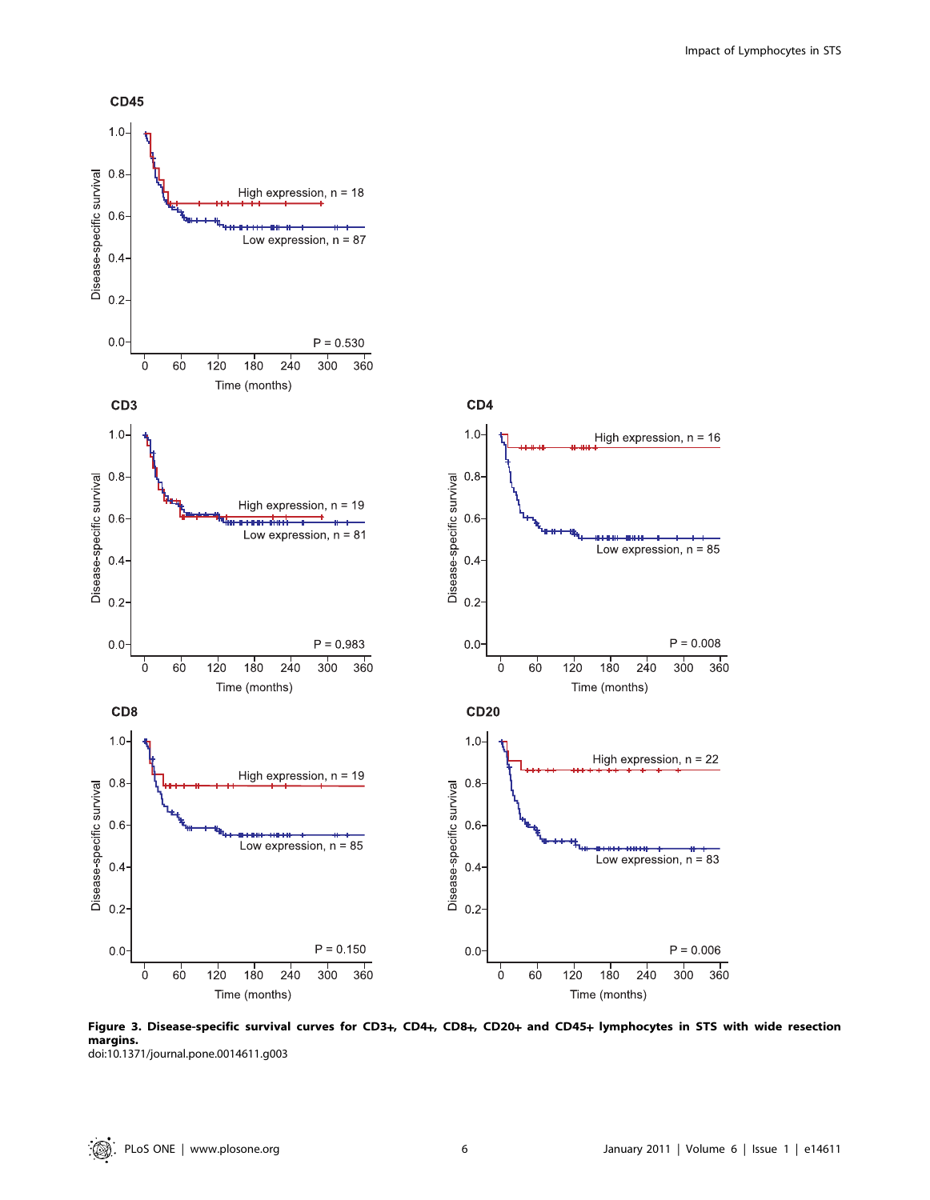**Figure 3. Disease-specific survival curves for CD3+, CD4+, CD8+, CD20+ and CD45+ lymphocytes in STS with wide resection margins.**
doi:10.1371/journal.pone.0014611.g003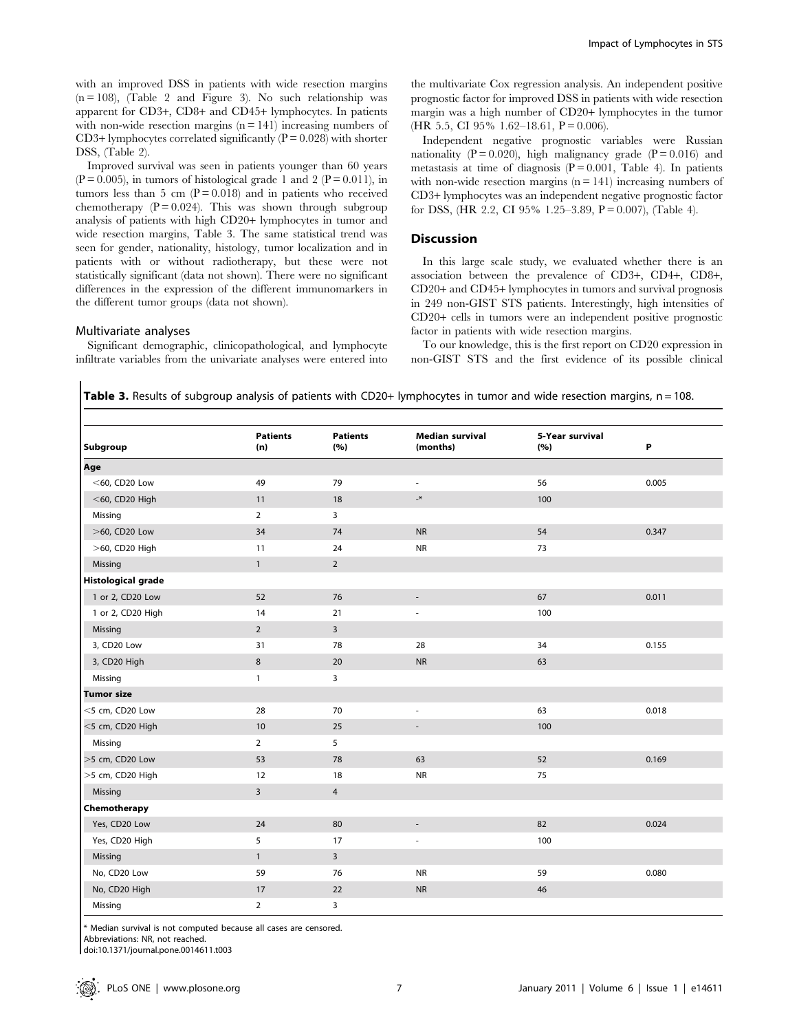with an improved DSS in patients with wide resection margins (n = 108), (Table 2 and Figure 3). No such relationship was apparent for CD3+, CD8+ and CD45+ lymphocytes. In patients with non-wide resection margins (n = 141) increasing numbers of CD3+ lymphocytes correlated significantly (P = 0.028) with shorter DSS, (Table 2).

Improved survival was seen in patients younger than 60 years (P = 0.005), in tumors of histological grade 1 and 2 (P = 0.011), in tumors less than 5 cm (P = 0.018) and in patients who received chemotherapy (P = 0.024). This was shown through subgroup analysis of patients with high CD20+ lymphocytes in tumor and wide resection margins, Table 3. The same statistical trend was seen for gender, nationality, histology, tumor localization and in patients with or without radiotherapy, but these were not statistically significant (data not shown). There were no significant differences in the expression of the different immunomarkers in the different tumor groups (data not shown).

### Multivariate analyses

Significant demographic, clinicopathological, and lymphocyte infiltrate variables from the univariate analyses were entered into the multivariate Cox regression analysis. An independent positive prognostic factor for improved DSS in patients with wide resection margin was a high number of CD20+ lymphocytes in the tumor (HR 5.5, CI 95% 1.62–18.61, P = 0.006).

Independent negative prognostic variables were Russian nationality (P = 0.020), high malignancy grade (P = 0.016) and metastasis at time of diagnosis (P = 0.001, Table 4). In patients with non-wide resection margins (n = 141) increasing numbers of CD3+ lymphocytes was an independent negative prognostic factor for DSS, (HR 2.2, CI 95% 1.25–3.89, P = 0.007), (Table 4).

## Discussion

In this large scale study, we evaluated whether there is an association between the prevalence of CD3+, CD4+, CD8+, CD20+ and CD45+ lymphocytes in tumors and survival prognosis in 249 non-GIST STS patients. Interestingly, high intensities of CD20+ cells in tumors were an independent positive prognostic factor in patients with wide resection margins.

To our knowledge, this is the first report on CD20 expression in non-GIST STS and the first evidence of its possible clinical

**Table 3.** Results of subgroup analysis of patients with CD20+ lymphocytes in tumor and wide resection margins, n = 108.

| Subgroup | Patients (n) | Patients (%) | Median survival (months) | 5-Year survival (%) | P |
|---|---|---|---|---|---|
| **Age** | | | | | |
| <60, CD20 Low | 49 | 79 | - | 56 | 0.005 |
| <60, CD20 High | 11 | 18 | -* | 100 | |
| Missing | 2 | 3 | | | |
| >60, CD20 Low | 34 | 74 | NR | 54 | 0.347 |
| >60, CD20 High | 11 | 24 | NR | 73 | |
| Missing | 1 | 2 | | | |
| **Histological grade** | | | | | |
| 1 or 2, CD20 Low | 52 | 76 | - | 67 | 0.011 |
| 1 or 2, CD20 High | 14 | 21 | - | 100 | |
| Missing | 2 | 3 | | | |
| 3, CD20 Low | 31 | 78 | 28 | 34 | 0.155 |
| 3, CD20 High | 8 | 20 | NR | 63 | |
| Missing | 1 | 3 | | | |
| **Tumor size** | | | | | |
| <5 cm, CD20 Low | 28 | 70 | - | 63 | 0.018 |
| <5 cm, CD20 High | 10 | 25 | - | 100 | |
| Missing | 2 | 5 | | | |
| >5 cm, CD20 Low | 53 | 78 | 63 | 52 | 0.169 |
| >5 cm, CD20 High | 12 | 18 | NR | 75 | |
| Missing | 3 | 4 | | | |
| **Chemotherapy** | | | | | |
| Yes, CD20 Low | 24 | 80 | - | 82 | 0.024 |
| Yes, CD20 High | 5 | 17 | - | 100 | |
| Missing | 1 | 3 | | | |
| No, CD20 Low | 59 | 76 | NR | 59 | 0.080 |
| No, CD20 High | 17 | 22 | NR | 46 | |
| Missing | 2 | 3 | | | |

* Median survival is not computed because all cases are censored.
Abbreviations: NR, not reached.
doi:10.1371/journal.pone.0014611.t003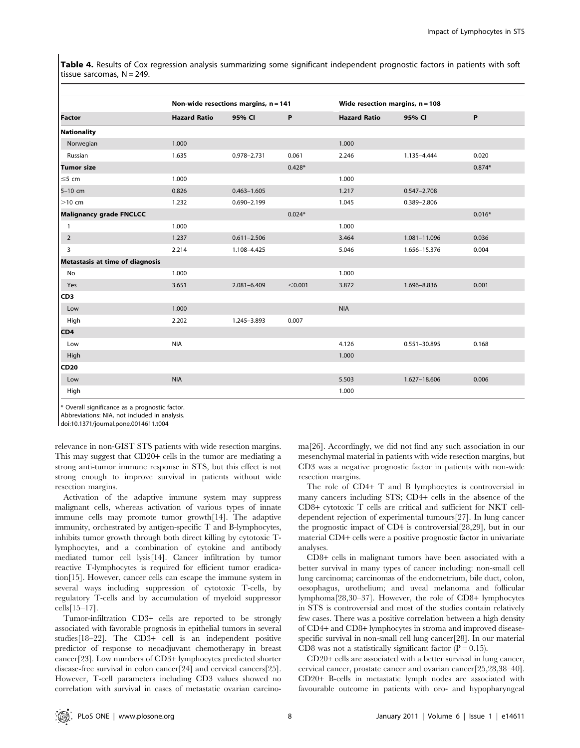**Table 4.** Results of Cox regression analysis summarizing some significant independent prognostic factors in patients with soft tissue sarcomas, N = 249.

| | Non-wide resections margins, n = 141 | | | Wide resection margins, n = 108 | | |
|---|---|---|---|---|---|---|
| **Factor** | **Hazard Ratio** | **95% CI** | **P** | **Hazard Ratio** | **95% CI** | **P** |
| **Nationality** | | | | | | |
| Norwegian | 1.000 | | | 1.000 | | |
| Russian | 1.635 | 0.978–2.731 | 0.061 | 2.246 | 1.135–4.444 | 0.020 |
| **Tumor size** | | | 0.428* | | | 0.874* |
| ≤5 cm | 1.000 | | | 1.000 | | |
| 5–10 cm | 0.826 | 0.463–1.605 | | 1.217 | 0.547–2.708 | |
| >10 cm | 1.232 | 0.690–2.199 | | 1.045 | 0.389–2.806 | |
| **Malignancy grade FNCLCC** | | | 0.024* | | | 0.016* |
| 1 | 1.000 | | | 1.000 | | |
| 2 | 1.237 | 0.611–2.506 | | 3.464 | 1.081–11.096 | 0.036 |
| 3 | 2.214 | 1.108–4.425 | | 5.046 | 1.656–15.376 | 0.004 |
| **Metastasis at time of diagnosis** | | | | | | |
| No | 1.000 | | | 1.000 | | |
| Yes | 3.651 | 2.081–6.409 | <0.001 | 3.872 | 1.696–8.836 | 0.001 |
| **CD3** | | | | | | |
| Low | 1.000 | | | NIA | | |
| High | 2.202 | 1.245–3.893 | 0.007 | | | |
| **CD4** | | | | | | |
| Low | NIA | | | 4.126 | 0.551–30.895 | 0.168 |
| High | | | | 1.000 | | |
| **CD20** | | | | | | |
| Low | NIA | | | 5.503 | 1.627–18.606 | 0.006 |
| High | | | | 1.000 | | |

\* Overall significance as a prognostic factor.
Abbreviations: NIA, not included in analysis.
doi:10.1371/journal.pone.0014611.t004

relevance in non-GIST STS patients with wide resection margins. This may suggest that CD20+ cells in the tumor are mediating a strong anti-tumor immune response in STS, but this effect is not strong enough to improve survival in patients without wide resection margins.

Activation of the adaptive immune system may suppress malignant cells, whereas activation of various types of innate immune cells may promote tumor growth[14]. The adaptive immunity, orchestrated by antigen-specific T and B-lymphocytes, inhibits tumor growth through both direct killing by cytotoxic T-lymphocytes, and a combination of cytokine and antibody mediated tumor cell lysis[14]. Cancer infiltration by tumor reactive T-lymphocytes is required for efficient tumor eradication[15]. However, cancer cells can escape the immune system in several ways including suppression of cytotoxic T-cells, by regulatory T-cells and by accumulation of myeloid suppressor cells[15–17].

Tumor-infiltration CD3+ cells are reported to be strongly associated with favorable prognosis in epithelial tumors in several studies[18–22]. The CD3+ cell is an independent positive predictor of response to neoadjuvant chemotherapy in breast cancer[23]. Low numbers of CD3+ lymphocytes predicted shorter disease-free survival in colon cancer[24] and cervical cancers[25]. However, T-cell parameters including CD3 values showed no correlation with survival in cases of metastatic ovarian carcinoma[26]. Accordingly, we did not find any such association in our mesenchymal material in patients with wide resection margins, but CD3 was a negative prognostic factor in patients with non-wide resection margins.

The role of CD4+ T and B lymphocytes is controversial in many cancers including STS; CD4+ cells in the absence of the CD8+ cytotoxic T cells are critical and sufficient for NKT cell-dependent rejection of experimental tumours[27]. In lung cancer the prognostic impact of CD4 is controversial[28,29], but in our material CD4+ cells were a positive prognostic factor in univariate analyses.

CD8+ cells in malignant tumors have been associated with a better survival in many types of cancer including: non-small cell lung carcinoma; carcinomas of the endometrium, bile duct, colon, oesophagus, urothelium; and uveal melanoma and follicular lymphoma[28,30–37]. However, the role of CD8+ lymphocytes in STS is controversial and most of the studies contain relatively few cases. There was a positive correlation between a high density of CD4+ and CD8+ lymphocytes in stroma and improved disease-specific survival in non-small cell lung cancer[28]. In our material CD8 was not a statistically significant factor ($P = 0.15$).

CD20+ cells are associated with a better survival in lung cancer, cervical cancer, prostate cancer and ovarian cancer[25,28,38–40]. CD20+ B-cells in metastatic lymph nodes are associated with favourable outcome in patients with oro- and hypopharyngeal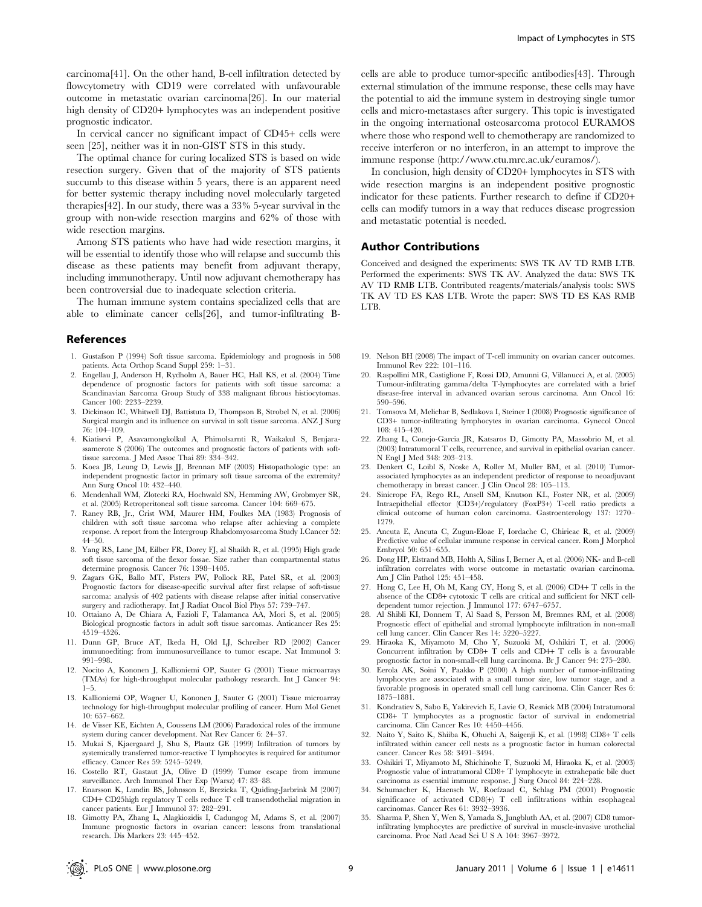carcinoma[41]. On the other hand, B-cell infiltration detected by flowcytometry with CD19 were correlated with unfavourable outcome in metastatic ovarian carcinoma[26]. In our material high density of CD20+ lymphocytes was an independent positive prognostic indicator.

In cervical cancer no significant impact of CD45+ cells were seen [25], neither was it in non-GIST STS in this study.

The optimal chance for curing localized STS is based on wide resection surgery. Given that of the majority of STS patients succumb to this disease within 5 years, there is an apparent need for better systemic therapy including novel molecularly targeted therapies[42]. In our study, there was a 33% 5-year survival in the group with non-wide resection margins and 62% of those with wide resection margins.

Among STS patients who have had wide resection margins, it will be essential to identify those who will relapse and succumb this disease as these patients may benefit from adjuvant therapy, including immunotherapy. Until now adjuvant chemotherapy has been controversial due to inadequate selection criteria.

The human immune system contains specialized cells that are able to eliminate cancer cells[26], and tumor-infiltrating B-cells are able to produce tumor-specific antibodies[43]. Through external stimulation of the immune response, these cells may have the potential to aid the immune system in destroying single tumor cells and micro-metastases after surgery. This topic is investigated in the ongoing international osteosarcoma protocol EURAMOS where those who respond well to chemotherapy are randomized to receive interferon or no interferon, in an attempt to improve the immune response (http://www.ctu.mrc.ac.uk/euramos/).

In conclusion, high density of CD20+ lymphocytes in STS with wide resection margins is an independent positive prognostic indicator for these patients. Further research to define if CD20+ cells can modify tumors in a way that reduces disease progression and metastatic potential is needed.

## Author Contributions

Conceived and designed the experiments: SWS TK AV TD RMB LTB. Performed the experiments: SWS TK AV. Analyzed the data: SWS TK AV TD RMB LTB. Contributed reagents/materials/analysis tools: SWS TK AV TD ES KAS LTB. Wrote the paper: SWS TD ES KAS RMB LTB.

## References

1. Gustafson P (1994) Soft tissue sarcoma. Epidemiology and prognosis in 508 patients. Acta Orthop Scand Suppl 259: 1–31.
2. Engellau J, Anderson H, Rydholm A, Bauer HC, Hall KS, et al. (2004) Time dependence of prognostic factors for patients with soft tissue sarcoma: a Scandinavian Sarcoma Group Study of 338 malignant fibrous histiocytomas. Cancer 100: 2233–2239.
3. Dickinson IC, Whitwell DJ, Battistuta D, Thompson B, Strobel N, et al. (2006) Surgical margin and its influence on survival in soft tissue sarcoma. ANZ J Surg 76: 104–109.
4. Kiatisevi P, Asavamongkolkul A, Phimolsarnti R, Waikakul S, Benjarassamerote S (2006) The outcomes and prognostic factors of patients with soft-tissue sarcoma. J Med Assoc Thai 89: 334–342.
5. Koea JB, Leung D, Lewis JJ, Brennan MF (2003) Histopathologic type: an independent prognostic factor in primary soft tissue sarcoma of the extremity? Ann Surg Oncol 10: 432–440.
6. Mendenhall WM, Zlotecki RA, Hochwald SN, Hemming AW, Grobmyer SR, et al. (2005) Retroperitoneal soft tissue sarcoma. Cancer 104: 669–675.
7. Raney RB, Jr., Crist WM, Maurer HM, Foulkes MA (1983) Prognosis of children with soft tissue sarcoma who relapse after achieving a complete response. A report from the Intergroup Rhabdomyosarcoma Study I.Cancer 52: 44–50.
8. Yang RS, Lane JM, Eilber FR, Dorey FJ, al Shaikh R, et al. (1995) High grade soft tissue sarcoma of the flexor fossae. Size rather than compartmental status determine prognosis. Cancer 76: 1398–1405.
9. Zagars GK, Ballo MT, Pisters PW, Pollock RE, Patel SR, et al. (2003) Prognostic factors for disease-specific survival after first relapse of soft-tissue sarcoma: analysis of 402 patients with disease relapse after initial conservative surgery and radiotherapy. Int J Radiat Oncol Biol Phys 57: 739–747.
10. Ottaiano A, De Chiara A, Fazioli F, Talamanca AA, Mori S, et al. (2005) Biological prognostic factors in adult soft tissue sarcomas. Anticancer Res 25: 4519–4526.
11. Dunn GP, Bruce AT, Ikeda H, Old LJ, Schreiber RD (2002) Cancer immunoediting: from immunosurveillance to tumor escape. Nat Immunol 3: 991–998.
12. Nocito A, Kononen J, Kallioniemi OP, Sauter G (2001) Tissue microarrays (TMAs) for high-throughput molecular pathology research. Int J Cancer 94: 1–5.
13. Kallioniemi OP, Wagner U, Kononen J, Sauter G (2001) Tissue microarray technology for high-throughput molecular profiling of cancer. Hum Mol Genet 10: 657–662.
14. de Visser KE, Eichten A, Coussens LM (2006) Paradoxical roles of the immune system during cancer development. Nat Rev Cancer 6: 24–37.
15. Mukai S, Kjaergaard J, Shu S, Plautz GE (1999) Infiltration of tumors by systemically transferred tumor-reactive T lymphocytes is required for antitumor efficacy. Cancer Res 59: 5245–5249.
16. Costello RT, Gastaut JA, Olive D (1999) Tumor escape from immune surveillance. Arch Immunol Ther Exp (Warsz) 47: 83–88.
17. Enarsson K, Lundin BS, Johnsson E, Brezicka T, Quiding-Jarbrink M (2007) CD4+ CD25high regulatory T cells reduce T cell transendothelial migration in cancer patients. Eur J Immunol 37: 282–291.
18. Gimotty PA, Zhang L, Alagkiozidis I, Cadungog M, Adams S, et al. (2007) Immune prognostic factors in ovarian cancer: lessons from translational research. Dis Markers 23: 445–452.
19. Nelson BH (2008) The impact of T-cell immunity on ovarian cancer outcomes. Immunol Rev 222: 101–116.
20. Raspollini MR, Castiglione F, Rossi DD, Amunni G, Villanucci A, et al. (2005) Tumour-infiltrating gamma/delta T-lymphocytes are correlated with a brief disease-free interval in advanced ovarian serous carcinoma. Ann Oncol 16: 590–596.
21. Tomsova M, Melichar B, Sedlakova I, Steiner I (2008) Prognostic significance of CD3+ tumor-infiltrating lymphocytes in ovarian carcinoma. Gynecol Oncol 108: 415–420.
22. Zhang L, Conejo-Garcia JR, Katsaros D, Gimotty PA, Massobrio M, et al. (2003) Intratumoral T cells, recurrence, and survival in epithelial ovarian cancer. N Engl J Med 348: 203–213.
23. Denkert C, Loibl S, Noske A, Roller M, Muller BM, et al. (2010) Tumor-associated lymphocytes as an independent predictor of response to neoadjuvant chemotherapy in breast cancer. J Clin Oncol 28: 105–113.
24. Sinicrope FA, Rego RL, Ansell SM, Knutson KL, Foster NR, et al. (2009) Intraepithelial effector (CD3+)/regulatory (FoxP3+) T-cell ratio predicts a clinical outcome of human colon carcinoma. Gastroenterology 137: 1270–1279.
25. Ancuta E, Ancuta C, Zugun-Eloae F, Iordache C, Chirieac R, et al. (2009) Predictive value of cellular immune response in cervical cancer. Rom J Morphol Embryol 50: 651–655.
26. Dong HP, Elstrand MB, Holth A, Silins I, Berner A, et al. (2006) NK- and B-cell infiltration correlates with worse outcome in metastatic ovarian carcinoma. Am J Clin Pathol 125: 451–458.
27. Hong C, Lee H, Oh M, Kang CY, Hong S, et al. (2006) CD4+ T cells in the absence of the CD8+ cytotoxic T cells are critical and sufficient for NKT cell-dependent tumor rejection. J Immunol 177: 6747–6757.
28. Al Shibli KI, Donnem T, Al Saad S, Persson M, Bremnes RM, et al. (2008) Prognostic effect of epithelial and stromal lymphocyte infiltration in non-small cell lung cancer. Clin Cancer Res 14: 5220–5227.
29. Hiraoka K, Miyamoto M, Cho Y, Suzuoki M, Oshikiri T, et al. (2006) Concurrent infiltration by CD8+ T cells and CD4+ T cells is a favourable prognostic factor in non-small-cell lung carcinoma. Br J Cancer 94: 275–280.
30. Eerola AK, Soini Y, Paakko P (2000) A high number of tumor-infiltrating lymphocytes are associated with a small tumor size, low tumor stage, and a favorable prognosis in operated small cell lung carcinoma. Clin Cancer Res 6: 1875–1881.
31. Kondratiev S, Sabo E, Yakirevich E, Lavie O, Resnick MB (2004) Intratumoral CD8+ T lymphocytes as a prognostic factor of survival in endometrial carcinoma. Clin Cancer Res 10: 4450–4456.
32. Naito Y, Saito K, Shiiba K, Ohuchi A, Saigenji K, et al. (1998) CD8+ T cells infiltrated within cancer cell nests as a prognostic factor in human colorectal cancer. Cancer Res 58: 3491–3494.
33. Oshikiri T, Miyamoto M, Shichinohe T, Suzuoki M, Hiraoka K, et al. (2003) Prognostic value of intratumoral CD8+ T lymphocyte in extrahepatic bile duct carcinoma as essential immune response. J Surg Oncol 84: 224–228.
34. Schumacher K, Haensch W, Roefzaad C, Schlag PM (2001) Prognostic significance of activated CD8(+) T cell infiltrations within esophageal carcinomas. Cancer Res 61: 3932–3936.
35. Sharma P, Shen Y, Wen S, Yamada S, Jungbluth AA, et al. (2007) CD8 tumor-infiltrating lymphocytes are predictive of survival in muscle-invasive urothelial carcinoma. Proc Natl Acad Sci U S A 104: 3967–3972.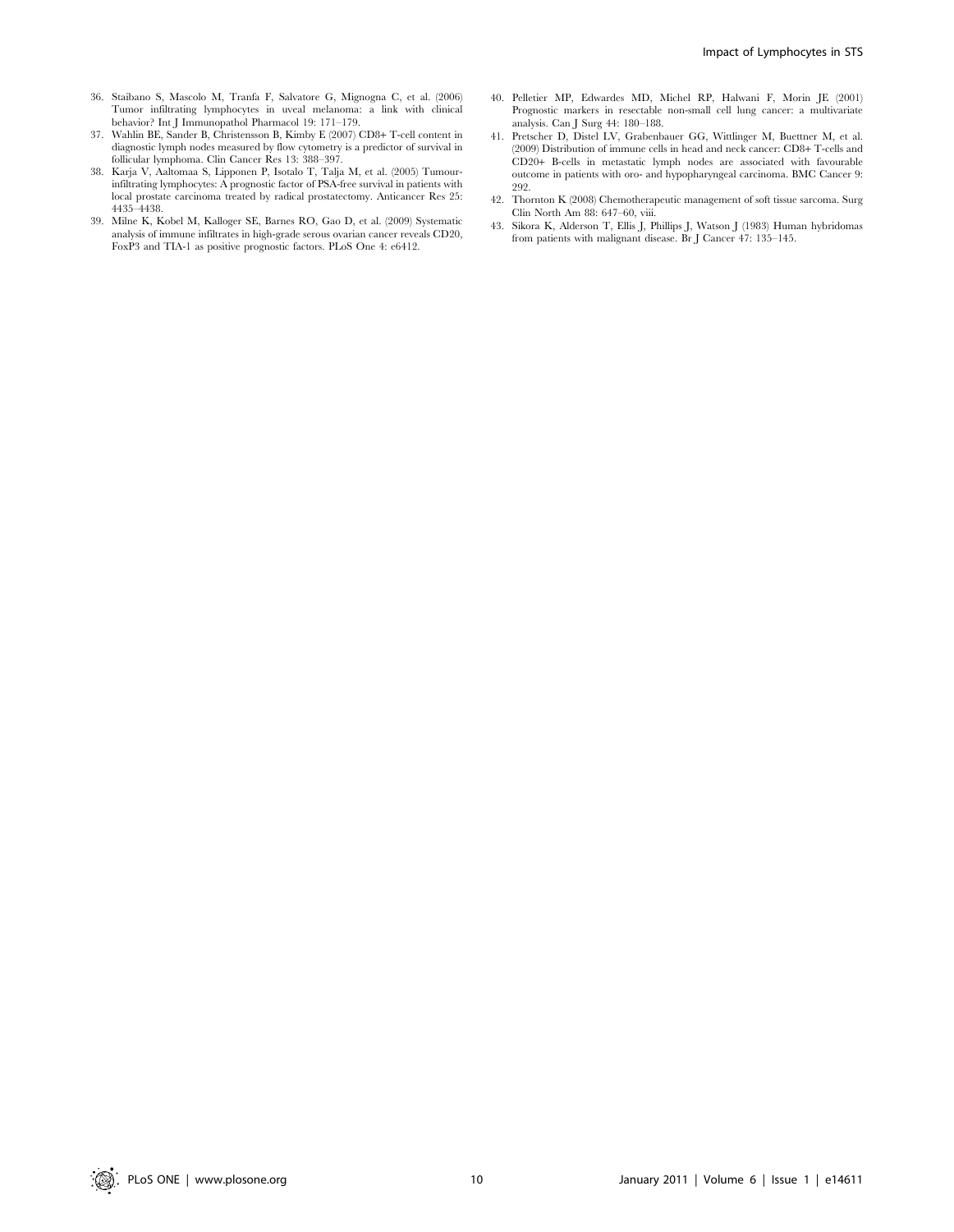36. Staibano S, Mascolo M, Tranfa F, Salvatore G, Mignogna C, et al. (2006) Tumor infiltrating lymphocytes in uveal melanoma: a link with clinical behavior? Int J Immunopathol Pharmacol 19: 171–179.
37. Wahlin BE, Sander B, Christensson B, Kimby E (2007) CD8+ T-cell content in diagnostic lymph nodes measured by flow cytometry is a predictor of survival in follicular lymphoma. Clin Cancer Res 13: 388–397.
38. Karja V, Aaltomaa S, Lipponen P, Isotalo T, Talja M, et al. (2005) Tumour-infiltrating lymphocytes: A prognostic factor of PSA-free survival in patients with local prostate carcinoma treated by radical prostatectomy. Anticancer Res 25: 4435–4438.
39. Milne K, Kobel M, Kalloger SE, Barnes RO, Gao D, et al. (2009) Systematic analysis of immune infiltrates in high-grade serous ovarian cancer reveals CD20, FoxP3 and TIA-1 as positive prognostic factors. PLoS One 4: e6412.
40. Pelletier MP, Edwardes MD, Michel RP, Halwani F, Morin JE (2001) Prognostic markers in resectable non-small cell lung cancer: a multivariate analysis. Can J Surg 44: 180–188.
41. Pretscher D, Distel LV, Grabenbauer GG, Wittlinger M, Buettner M, et al. (2009) Distribution of immune cells in head and neck cancer: CD8+ T-cells and CD20+ B-cells in metastatic lymph nodes are associated with favourable outcome in patients with oro- and hypopharyngeal carcinoma. BMC Cancer 9: 292.
42. Thornton K (2008) Chemotherapeutic management of soft tissue sarcoma. Surg Clin North Am 88: 647–60, viii.
43. Sikora K, Alderson T, Ellis J, Phillips J, Watson J (1983) Human hybridomas from patients with malignant disease. Br J Cancer 47: 135–145.